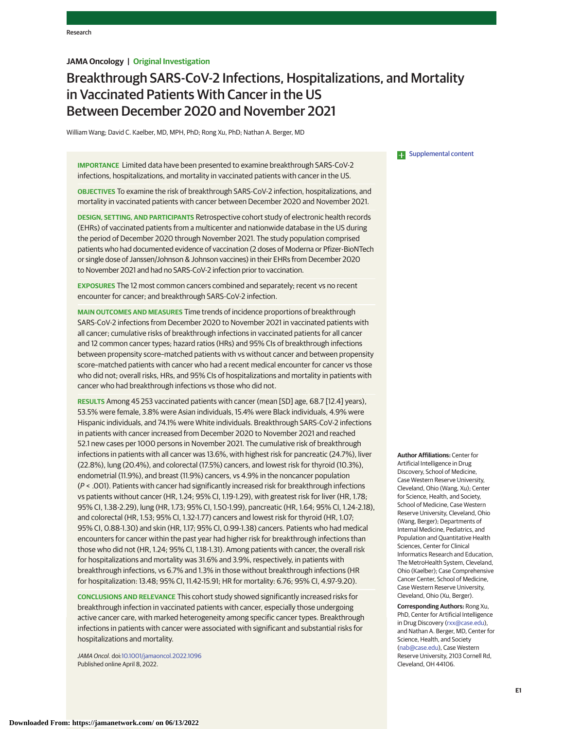**JAMA Oncology | Original Investigation**

# Breakthrough SARS-CoV-2 Infections, Hospitalizations, and Mortality in Vaccinated Patients With Cancer in the US Between December 2020 and November 2021

William Wang; David C. Kaelber, MD, MPH, PhD; Rong Xu, PhD; Nathan A. Berger, MD

Supplemental content

**IMPORTANCE** Limited data have been presented to examine breakthrough SARS-CoV-2 infections, hospitalizations, and mortality in vaccinated patients with cancer in the US.

**OBJECTIVES** To examine the risk of breakthrough SARS-CoV-2 infection, hospitalizations, and mortality in vaccinated patients with cancer between December 2020 and November 2021.

**DESIGN, SETTING, AND PARTICIPANTS** Retrospective cohort study of electronic health records (EHRs) of vaccinated patients from a multicenter and nationwide database in the US during the period of December 2020 through November 2021. The study population comprised patients who had documented evidence of vaccination (2 doses of Moderna or Pfizer-BioNTech or single dose of Janssen/Johnson & Johnson vaccines) in their EHRs from December 2020 to November 2021 and had no SARS-CoV-2 infection prior to vaccination.

**EXPOSURES** The 12 most common cancers combined and separately; recent vs no recent encounter for cancer; and breakthrough SARS-CoV-2 infection.

**MAIN OUTCOMES AND MEASURES** Time trends of incidence proportions of breakthrough SARS-CoV-2 infections from December 2020 to November 2021 in vaccinated patients with all cancer; cumulative risks of breakthrough infections in vaccinated patients for all cancer and 12 common cancer types; hazard ratios (HRs) and 95% CIs of breakthrough infections between propensity score–matched patients with vs without cancer and between propensity score–matched patients with cancer who had a recent medical encounter for cancer vs those who did not; overall risks, HRs, and 95% CIs of hospitalizations and mortality in patients with cancer who had breakthrough infections vs those who did not.

**RESULTS** Among 45 253 vaccinated patients with cancer (mean [SD] age, 68.7 [12.4] years), 53.5% were female, 3.8% were Asian individuals, 15.4% were Black individuals, 4.9% were Hispanic individuals, and 74.1% were White individuals. Breakthrough SARS-CoV-2 infections in patients with cancer increased from December 2020 to November 2021 and reached 52.1 new cases per 1000 persons in November 2021. The cumulative risk of breakthrough infections in patients with all cancer was 13.6%, with highest risk for pancreatic (24.7%), liver (22.8%), lung (20.4%), and colorectal (17.5%) cancers, and lowest risk for thyroid (10.3%), endometrial (11.9%), and breast (11.9%) cancers, vs 4.9% in the noncancer population ($P < .001$). Patients with cancer had significantly increased risk for breakthrough infections vs patients without cancer (HR, 1.24; 95% CI, 1.19-1.29), with greatest risk for liver (HR, 1.78; 95% CI, 1.38-2.29), lung (HR, 1.73; 95% CI, 1.50-1.99), pancreatic (HR, 1.64; 95% CI, 1.24-2.18), and colorectal (HR, 1.53; 95% CI, 1.32-1.77) cancers and lowest risk for thyroid (HR, 1.07; 95% CI, 0.88-1.30) and skin (HR, 1.17; 95% CI, 0.99-1.38) cancers. Patients who had medical encounters for cancer within the past year had higher risk for breakthrough infections than those who did not (HR, 1.24; 95% CI, 1.18-1.31). Among patients with cancer, the overall risk for hospitalizations and mortality was 31.6% and 3.9%, respectively, in patients with breakthrough infections, vs 6.7% and 1.3% in those without breakthrough infections (HR for hospitalization: 13.48; 95% CI, 11.42-15.91; HR for mortality: 6.76; 95% CI, 4.97-9.20).

**CONCLUSIONS AND RELEVANCE** This cohort study showed significantly increased risks for breakthrough infection in vaccinated patients with cancer, especially those undergoing active cancer care, with marked heterogeneity among specific cancer types. Breakthrough infections in patients with cancer were associated with significant and substantial risks for hospitalizations and mortality.

*JAMA Oncol.* doi:10.1001/jamaoncol.2022.1096
Published online April 8, 2022.

**Author Affiliations:** Center for Artificial Intelligence in Drug Discovery, School of Medicine, Case Western Reserve University, Cleveland, Ohio (Wang, Xu); Center for Science, Health, and Society, School of Medicine, Case Western Reserve University, Cleveland, Ohio (Wang, Berger); Departments of Internal Medicine, Pediatrics, and Population and Quantitative Health Sciences, Center for Clinical Informatics Research and Education, The MetroHealth System, Cleveland, Ohio (Kaelber); Case Comprehensive Cancer Center, School of Medicine, Case Western Reserve University, Cleveland, Ohio (Xu, Berger).

**Corresponding Authors:** Rong Xu, PhD, Center for Artificial Intelligence in Drug Discovery (rxx@case.edu), and Nathan A. Berger, MD, Center for Science, Health, and Society (nab@case.edu), Case Western Reserve University, 2103 Cornell Rd, Cleveland, OH 44106.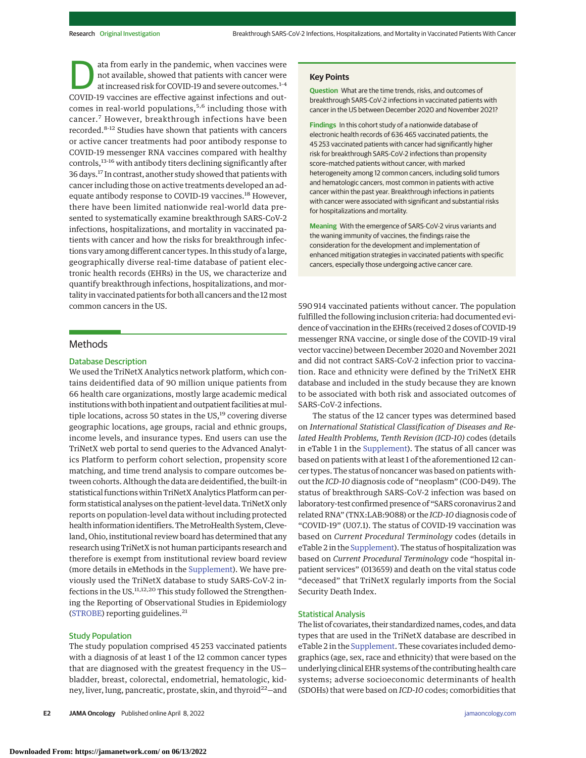Data from early in the pandemic, when vaccines were not available, showed that patients with cancer were at increased risk for COVID-19 and severe outcomes.[1-4] COVID-19 vaccines are effective against infections and outcomes in real-world populations,[5,6] including those with cancer.[7] However, breakthrough infections have been recorded.[8-12] Studies have shown that patients with cancers or active cancer treatments had poor antibody response to COVID-19 messenger RNA vaccines compared with healthy controls,[13-16] with antibody titers declining significantly after 36 days.[17] In contrast, another study showed that patients with cancer including those on active treatments developed an adequate antibody response to COVID-19 vaccines.[18] However, there have been limited nationwide real-world data presented to systematically examine breakthrough SARS-CoV-2 infections, hospitalizations, and mortality in vaccinated patients with cancer and how the risks for breakthrough infections vary among different cancer types. In this study of a large, geographically diverse real-time database of patient electronic health records (EHRs) in the US, we characterize and quantify breakthrough infections, hospitalizations, and mortality in vaccinated patients for both all cancers and the 12 most common cancers in the US.

**Key Points**

**Question** What are the time trends, risks, and outcomes of breakthrough SARS-CoV-2 infections in vaccinated patients with cancer in the US between December 2020 and November 2021?

**Findings** In this cohort study of a nationwide database of electronic health records of 636 465 vaccinated patients, the 45 253 vaccinated patients with cancer had significantly higher risk for breakthrough SARS-CoV-2 infections than propensity score–matched patients without cancer, with marked heterogeneity among 12 common cancers, including solid tumors and hematologic cancers, most common in patients with active cancer within the past year. Breakthrough infections in patients with cancer were associated with significant and substantial risks for hospitalizations and mortality.

**Meaning** With the emergence of SARS-CoV-2 virus variants and the waning immunity of vaccines, the findings raise the consideration for the development and implementation of enhanced mitigation strategies in vaccinated patients with specific cancers, especially those undergoing active cancer care.

## Methods

### Database Description

We used the TriNetX Analytics network platform, which contains deidentified data of 90 million unique patients from 66 health care organizations, mostly large academic medical institutions with both inpatient and outpatient facilities at multiple locations, across 50 states in the US,[19] covering diverse geographic locations, age groups, racial and ethnic groups, income levels, and insurance types. End users can use the TriNetX web portal to send queries to the Advanced Analytics Platform to perform cohort selection, propensity score matching, and time trend analysis to compare outcomes between cohorts. Although the data are deidentified, the built-in statistical functions within TriNetX Analytics Platform can perform statistical analyses on the patient-level data. TriNetX only reports on population-level data without including protected health information identifiers. The MetroHealth System, Cleveland, Ohio, institutional review board has determined that any research using TriNetX is not human participants research and therefore is exempt from institutional review board review (more details in eMethods in the Supplement). We have previously used the TriNetX database to study SARS-CoV-2 infections in the US.[11,12,20] This study followed the Strengthening the Reporting of Observational Studies in Epidemiology (STROBE) reporting guidelines.[21]

### Study Population

The study population comprised 45 253 vaccinated patients with a diagnosis of at least 1 of the 12 common cancer types that are diagnosed with the greatest frequency in the US—bladder, breast, colorectal, endometrial, hematologic, kidney, liver, lung, pancreatic, prostate, skin, and thyroid[22]—and 590 914 vaccinated patients without cancer. The population fulfilled the following inclusion criteria: had documented evidence of vaccination in the EHRs (received 2 doses of COVID-19 messenger RNA vaccine, or single dose of the COVID-19 viral vector vaccine) between December 2020 and November 2021 and did not contract SARS-CoV-2 infection prior to vaccination. Race and ethnicity were defined by the TriNetX EHR database and included in the study because they are known to be associated with both risk and associated outcomes of SARS-CoV-2 infections.

The status of the 12 cancer types was determined based on *International Statistical Classification of Diseases and Related Health Problems, Tenth Revision (ICD-10)* codes (details in eTable 1 in the Supplement). The status of all cancer was based on patients with at least 1 of the aforementioned 12 cancer types. The status of noncancer was based on patients without the *ICD-10* diagnosis code of "neoplasm" (C00-D49). The status of breakthrough SARS-CoV-2 infection was based on laboratory-test confirmed presence of "SARS coronavirus 2 and related RNA" (TNX:LAB:9088) or the *ICD-10* diagnosis code of "COVID-19" (U07.1). The status of COVID-19 vaccination was based on *Current Procedural Terminology* codes (details in eTable 2 in the Supplement). The status of hospitalization was based on *Current Procedural Terminology* code "hospital inpatient services" (013659) and death on the vital status code "deceased" that TriNetX regularly imports from the Social Security Death Index.

### Statistical Analysis

The list of covariates, their standardized names, codes, and data types that are used in the TriNetX database are described in eTable 2 in the Supplement. These covariates included demographics (age, sex, race and ethnicity) that were based on the underlying clinical EHR systems of the contributing health care systems; adverse socioeconomic determinants of health (SDOHs) that were based on *ICD-10* codes; comorbidities that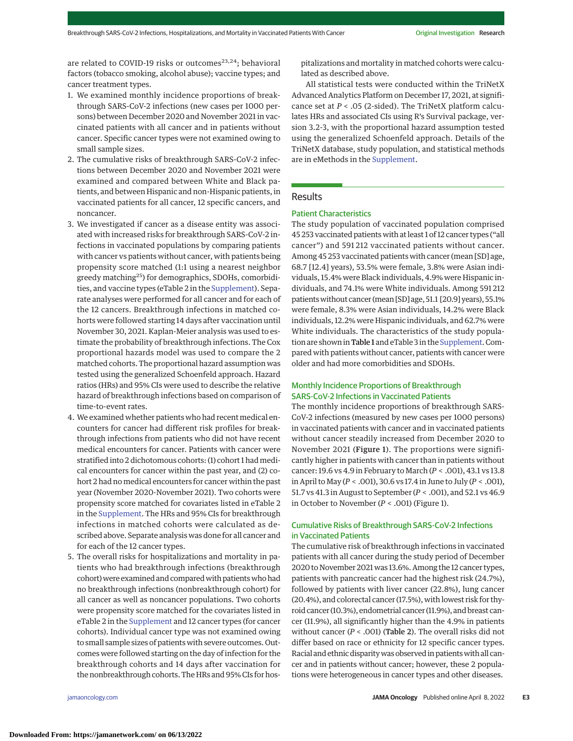are related to COVID-19 risks or outcomes[23,24]; behavioral factors (tobacco smoking, alcohol abuse); vaccine types; and cancer treatment types.

1. We examined monthly incidence proportions of breakthrough SARS-CoV-2 infections (new cases per 1000 persons) between December 2020 and November 2021 in vaccinated patients with all cancer and in patients without cancer. Specific cancer types were not examined owing to small sample sizes.
2. The cumulative risks of breakthrough SARS-CoV-2 infections between December 2020 and November 2021 were examined and compared between White and Black patients, and between Hispanic and non-Hispanic patients, in vaccinated patients for all cancer, 12 specific cancers, and noncancer.
3. We investigated if cancer as a disease entity was associated with increased risks for breakthrough SARS-CoV-2 infections in vaccinated populations by comparing patients with cancer vs patients without cancer, with patients being propensity score matched (1:1 using a nearest neighbor greedy matching[25]) for demographics, SDOHs, comorbidities, and vaccine types (eTable 2 in the Supplement). Separate analyses were performed for all cancer and for each of the 12 cancers. Breakthrough infections in matched cohorts were followed starting 14 days after vaccination until November 30, 2021. Kaplan-Meier analysis was used to estimate the probability of breakthrough infections. The Cox proportional hazards model was used to compare the 2 matched cohorts. The proportional hazard assumption was tested using the generalized Schoenfeld approach. Hazard ratios (HRs) and 95% CIs were used to describe the relative hazard of breakthrough infections based on comparison of time-to-event rates.
4. We examined whether patients who had recent medical encounters for cancer had different risk profiles for breakthrough infections from patients who did not have recent medical encounters for cancer. Patients with cancer were stratified into 2 dichotomous cohorts: (1) cohort 1 had medical encounters for cancer within the past year, and (2) cohort 2 had no medical encounters for cancer within the past year (November 2020-November 2021). Two cohorts were propensity score matched for covariates listed in eTable 2 in the Supplement. The HRs and 95% CIs for breakthrough infections in matched cohorts were calculated as described above. Separate analysis was done for all cancer and for each of the 12 cancer types.
5. The overall risks for hospitalizations and mortality in patients who had breakthrough infections (breakthrough cohort) were examined and compared with patients who had no breakthrough infections (nonbreakthrough cohort) for all cancer as well as noncancer populations. Two cohorts were propensity score matched for the covariates listed in eTable 2 in the Supplement and 12 cancer types (for cancer cohorts). Individual cancer type was not examined owing to small sample sizes of patients with severe outcomes. Outcomes were followed starting on the day of infection for the breakthrough cohorts and 14 days after vaccination for the nonbreakthrough cohorts. The HRs and 95% CIs for hospitalizations and mortality in matched cohorts were calculated as described above.

All statistical tests were conducted within the TriNetX Advanced Analytics Platform on December 17, 2021, at significance set at $P < .05$ (2-sided). The TriNetX platform calculates HRs and associated CIs using R's Survival package, version 3.2-3, with the proportional hazard assumption tested using the generalized Schoenfeld approach. Details of the TriNetX database, study population, and statistical methods are in eMethods in the Supplement.

## Results

### Patient Characteristics

The study population of vaccinated population comprised 45 253 vaccinated patients with at least 1 of 12 cancer types ("all cancer") and 591 212 vaccinated patients without cancer. Among 45 253 vaccinated patients with cancer (mean [SD] age, 68.7 [12.4] years), 53.5% were female, 3.8% were Asian individuals, 15.4% were Black individuals, 4.9% were Hispanic individuals, and 74.1% were White individuals. Among 591 212 patients without cancer (mean [SD] age, 51.1 [20.9] years), 55.1% were female, 8.3% were Asian individuals, 14.2% were Black individuals, 12.2% were Hispanic individuals, and 62.7% were White individuals. The characteristics of the study population are shown in **Table 1** and eTable 3 in the Supplement. Compared with patients without cancer, patients with cancer were older and had more comorbidities and SDOHs.

### Monthly Incidence Proportions of Breakthrough SARS-CoV-2 Infections in Vaccinated Patients

The monthly incidence proportions of breakthrough SARS-CoV-2 infections (measured by new cases per 1000 persons) in vaccinated patients with cancer and in vaccinated patients without cancer steadily increased from December 2020 to November 2021 (**Figure 1**). The proportions were significantly higher in patients with cancer than in patients without cancer: 19.6 vs 4.9 in February to March ($P < .001$), 43.1 vs 13.8 in April to May ($P < .001$), 30.6 vs 17.4 in June to July ($P < .001$), 51.7 vs 41.3 in August to September ($P < .001$), and 52.1 vs 46.9 in October to November ($P < .001$) (Figure 1).

### Cumulative Risks of Breakthrough SARS-CoV-2 Infections in Vaccinated Patients

The cumulative risk of breakthrough infections in vaccinated patients with all cancer during the study period of December 2020 to November 2021 was 13.6%. Among the 12 cancer types, patients with pancreatic cancer had the highest risk (24.7%), followed by patients with liver cancer (22.8%), lung cancer (20.4%), and colorectal cancer (17.5%), with lowest risk for thyroid cancer (10.3%), endometrial cancer (11.9%), and breast cancer (11.9%), all significantly higher than the 4.9% in patients without cancer ($P < .001$) (**Table 2**). The overall risks did not differ based on race or ethnicity for 12 specific cancer types. Racial and ethnic disparity was observed in patients with all cancer and in patients without cancer; however, these 2 populations were heterogeneous in cancer types and other diseases.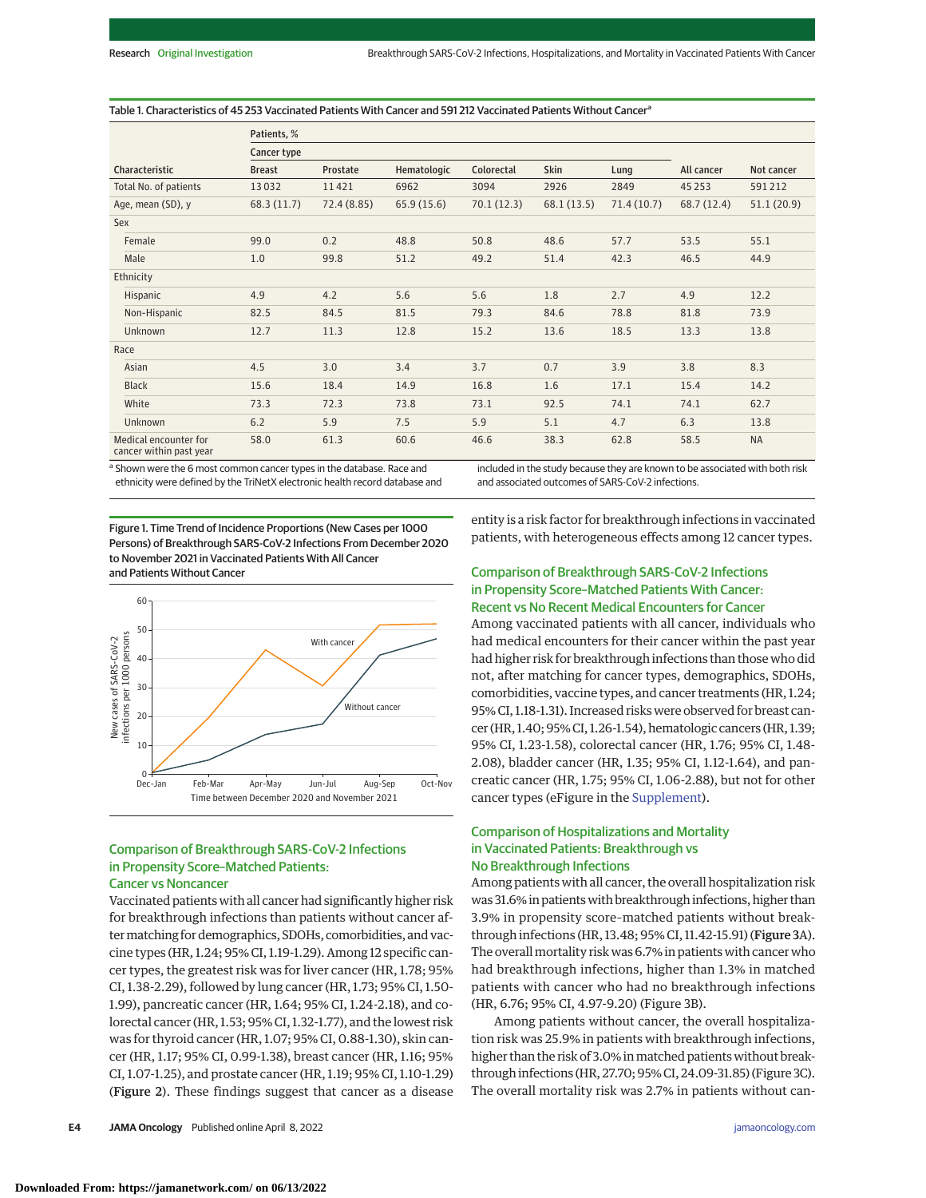Table 1. Characteristics of 45 253 Vaccinated Patients With Cancer and 591 212 Vaccinated Patients Without Cancer[a]

| Characteristic | Patients, % | | | | | | | |
|---|---|---|---|---|---|---|---|---|
| | Cancer type | | | | | | | |
| | Breast | Prostate | Hematologic | Colorectal | Skin | Lung | All cancer | Not cancer |
| Total No. of patients | 13 032 | 11 421 | 6962 | 3094 | 2926 | 2849 | 45 253 | 591 212 |
| Age, mean (SD), y | 68.3 (11.7) | 72.4 (8.85) | 65.9 (15.6) | 70.1 (12.3) | 68.1 (13.5) | 71.4 (10.7) | 68.7 (12.4) | 51.1 (20.9) |
| Sex | | | | | | | | |
| Female | 99.0 | 0.2 | 48.8 | 50.8 | 48.6 | 57.7 | 53.5 | 55.1 |
| Male | 1.0 | 99.8 | 51.2 | 49.2 | 51.4 | 42.3 | 46.5 | 44.9 |
| Ethnicity | | | | | | | | |
| Hispanic | 4.9 | 4.2 | 5.6 | 5.6 | 1.8 | 2.7 | 4.9 | 12.2 |
| Non-Hispanic | 82.5 | 84.5 | 81.5 | 79.3 | 84.6 | 78.8 | 81.8 | 73.9 |
| Unknown | 12.7 | 11.3 | 12.8 | 15.2 | 13.6 | 18.5 | 13.3 | 13.8 |
| Race | | | | | | | | |
| Asian | 4.5 | 3.0 | 3.4 | 3.7 | 0.7 | 3.9 | 3.8 | 8.3 |
| Black | 15.6 | 18.4 | 14.9 | 16.8 | 1.6 | 17.1 | 15.4 | 14.2 |
| White | 73.3 | 72.3 | 73.8 | 73.1 | 92.5 | 74.1 | 74.1 | 62.7 |
| Unknown | 6.2 | 5.9 | 7.5 | 5.9 | 5.1 | 4.7 | 6.3 | 13.8 |
| Medical encounter for cancer within past year | 58.0 | 61.3 | 60.6 | 46.6 | 38.3 | 62.8 | 58.5 | NA |

[a] Shown were the 6 most common cancer types in the database. Race and ethnicity were defined by the TriNetX electronic health record database and included in the study because they are known to be associated with both risk and associated outcomes of SARS-CoV-2 infections.

Figure 1. Time Trend of Incidence Proportions (New Cases per 1000 Persons) of Breakthrough SARS-CoV-2 Infections From December 2020 to November 2021 in Vaccinated Patients With All Cancer and Patients Without Cancer

### Comparison of Breakthrough SARS-CoV-2 Infections in Propensity Score–Matched Patients: Cancer vs Noncancer

Vaccinated patients with all cancer had significantly higher risk for breakthrough infections than patients without cancer after matching for demographics, SDOHs, comorbidities, and vaccine types (HR, 1.24; 95% CI, 1.19-1.29). Among 12 specific cancer types, the greatest risk was for liver cancer (HR, 1.78; 95% CI, 1.38-2.29), followed by lung cancer (HR, 1.73; 95% CI, 1.50-1.99), pancreatic cancer (HR, 1.64; 95% CI, 1.24-2.18), and colorectal cancer (HR, 1.53; 95% CI, 1.32-1.77), and the lowest risk was for thyroid cancer (HR, 1.07; 95% CI, 0.88-1.30), skin cancer (HR, 1.17; 95% CI, 0.99-1.38), breast cancer (HR, 1.16; 95% CI, 1.07-1.25), and prostate cancer (HR, 1.19; 95% CI, 1.10-1.29) (**Figure 2**). These findings suggest that cancer as a disease entity is a risk factor for breakthrough infections in vaccinated patients, with heterogeneous effects among 12 cancer types.

### Comparison of Breakthrough SARS-CoV-2 Infections in Propensity Score–Matched Patients With Cancer: Recent vs No Recent Medical Encounters for Cancer

Among vaccinated patients with all cancer, individuals who had medical encounters for their cancer within the past year had higher risk for breakthrough infections than those who did not, after matching for cancer types, demographics, SDOHs, comorbidities, vaccine types, and cancer treatments (HR, 1.24; 95% CI, 1.18-1.31). Increased risks were observed for breast cancer (HR, 1.40; 95% CI, 1.26-1.54), hematologic cancers (HR, 1.39; 95% CI, 1.23-1.58), colorectal cancer (HR, 1.76; 95% CI, 1.48-2.08), bladder cancer (HR, 1.35; 95% CI, 1.12-1.64), and pancreatic cancer (HR, 1.75; 95% CI, 1.06-2.88), but not for other cancer types (eFigure in the Supplement).

### Comparison of Hospitalizations and Mortality in Vaccinated Patients: Breakthrough vs No Breakthrough Infections

Among patients with all cancer, the overall hospitalization risk was 31.6% in patients with breakthrough infections, higher than 3.9% in propensity score–matched patients without breakthrough infections (HR, 13.48; 95% CI, 11.42-15.91) (**Figure 3**A). The overall mortality risk was 6.7% in patients with cancer who had breakthrough infections, higher than 1.3% in matched patients with cancer who had no breakthrough infections (HR, 6.76; 95% CI, 4.97-9.20) (Figure 3B).

Among patients without cancer, the overall hospitalization risk was 25.9% in patients with breakthrough infections, higher than the risk of 3.0% in matched patients without breakthrough infections (HR, 27.70; 95% CI, 24.09-31.85) (Figure 3C). The overall mortality risk was 2.7% in patients without can-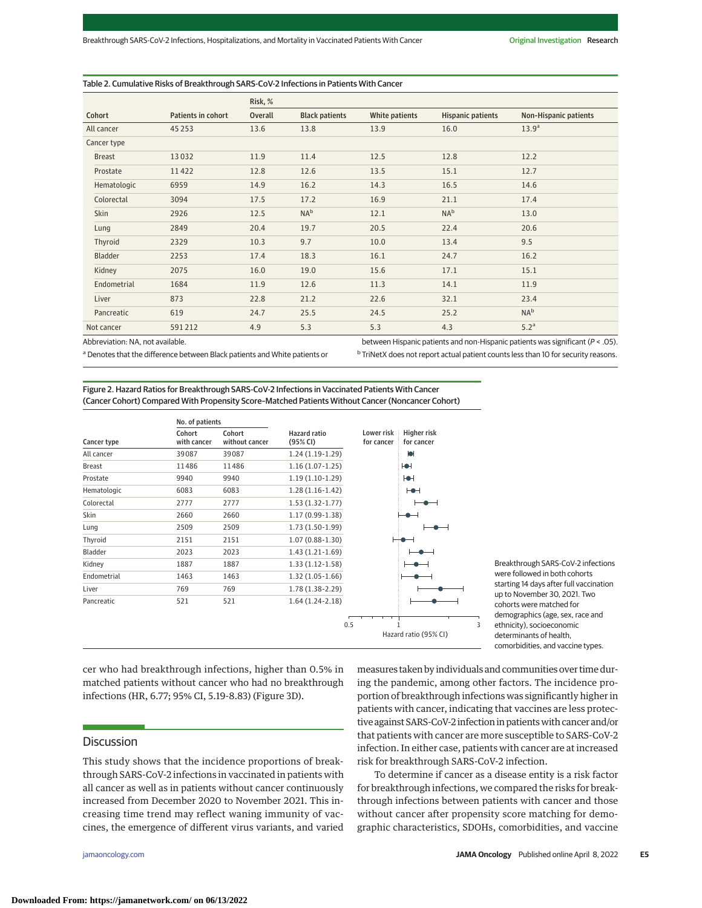Table 2. Cumulative Risks of Breakthrough SARS-CoV-2 Infections in Patients With Cancer

| Cohort | Patients in cohort | Risk, % | | | | |
|---|---|---|---|---|---|---|
| | | Overall | Black patients | White patients | Hispanic patients | Non-Hispanic patients |
| All cancer | 45 253 | 13.6 | 13.8 | 13.9 | 16.0 | 13.9[a] |
| Cancer type | | | | | | |
| Breast | 13 032 | 11.9 | 11.4 | 12.5 | 12.8 | 12.2 |
| Prostate | 11 422 | 12.8 | 12.6 | 13.5 | 15.1 | 12.7 |
| Hematologic | 6959 | 14.9 | 16.2 | 14.3 | 16.5 | 14.6 |
| Colorectal | 3094 | 17.5 | 17.2 | 16.9 | 21.1 | 17.4 |
| Skin | 2926 | 12.5 | NA[b] | 12.1 | NA[b] | 13.0 |
| Lung | 2849 | 20.4 | 19.7 | 20.5 | 22.4 | 20.6 |
| Thyroid | 2329 | 10.3 | 9.7 | 10.0 | 13.4 | 9.5 |
| Bladder | 2253 | 17.4 | 18.3 | 16.1 | 24.7 | 16.2 |
| Kidney | 2075 | 16.0 | 19.0 | 15.6 | 17.1 | 15.1 |
| Endometrial | 1684 | 11.9 | 12.6 | 11.3 | 14.1 | 11.9 |
| Liver | 873 | 22.8 | 21.2 | 22.6 | 32.1 | 23.4 |
| Pancreatic | 619 | 24.7 | 25.5 | 24.5 | 25.2 | NA[b] |
| Not cancer | 591 212 | 4.9 | 5.3 | 5.3 | 4.3 | 5.2[a] |

Abbreviation: NA, not available.

[a] Denotes that the difference between Black patients and White patients or between Hispanic patients and non-Hispanic patients was significant ($P < .05$).

[b] TriNetX does not report actual patient counts less than 10 for security reasons.

Figure 2. Hazard Ratios for Breakthrough SARS-CoV-2 Infections in Vaccinated Patients With Cancer (Cancer Cohort) Compared With Propensity Score–Matched Patients Without Cancer (Noncancer Cohort)

| Cancer type | No. of patients: Cohort with cancer | No. of patients: Cohort without cancer | Hazard ratio (95% CI) |
|---|---|---|---|
| All cancer | 39087 | 39087 | 1.24 (1.19-1.29) |
| Breast | 11486 | 11486 | 1.16 (1.07-1.25) |
| Prostate | 9940 | 9940 | 1.19 (1.10-1.29) |
| Hematologic | 6083 | 6083 | 1.28 (1.16-1.42) |
| Colorectal | 2777 | 2777 | 1.53 (1.32-1.77) |
| Skin | 2660 | 2660 | 1.17 (0.99-1.38) |
| Lung | 2509 | 2509 | 1.73 (1.50-1.99) |
| Thyroid | 2151 | 2151 | 1.07 (0.88-1.30) |
| Bladder | 2023 | 2023 | 1.43 (1.21-1.69) |
| Kidney | 1887 | 1887 | 1.33 (1.12-1.58) |
| Endometrial | 1463 | 1463 | 1.32 (1.05-1.66) |
| Liver | 769 | 769 | 1.78 (1.38-2.29) |
| Pancreatic | 521 | 521 | 1.64 (1.24-2.18) |

Breakthrough SARS-CoV-2 infections were followed in both cohorts starting 14 days after full vaccination up to November 30, 2021. Two cohorts were matched for demographics (age, sex, race and ethnicity), socioeconomic determinants of health, comorbidities, and vaccine types.

cer who had breakthrough infections, higher than 0.5% in matched patients without cancer who had no breakthrough infections (HR, 6.77; 95% CI, 5.19-8.83) (Figure 3D).

## Discussion

This study shows that the incidence proportions of breakthrough SARS-CoV-2 infections in vaccinated in patients with all cancer as well as in patients without cancer continuously increased from December 2020 to November 2021. This increasing time trend may reflect waning immunity of vaccines, the emergence of different virus variants, and varied measures taken by individuals and communities over time during the pandemic, among other factors. The incidence proportion of breakthrough infections was significantly higher in patients with cancer, indicating that vaccines are less protective against SARS-CoV-2 infection in patients with cancer and/or that patients with cancer are more susceptible to SARS-CoV-2 infection. In either case, patients with cancer are at increased risk for breakthrough SARS-CoV-2 infection.

To determine if cancer as a disease entity is a risk factor for breakthrough infections, we compared the risks for breakthrough infections between patients with cancer and those without cancer after propensity score matching for demographic characteristics, SDOHs, comorbidities, and vaccine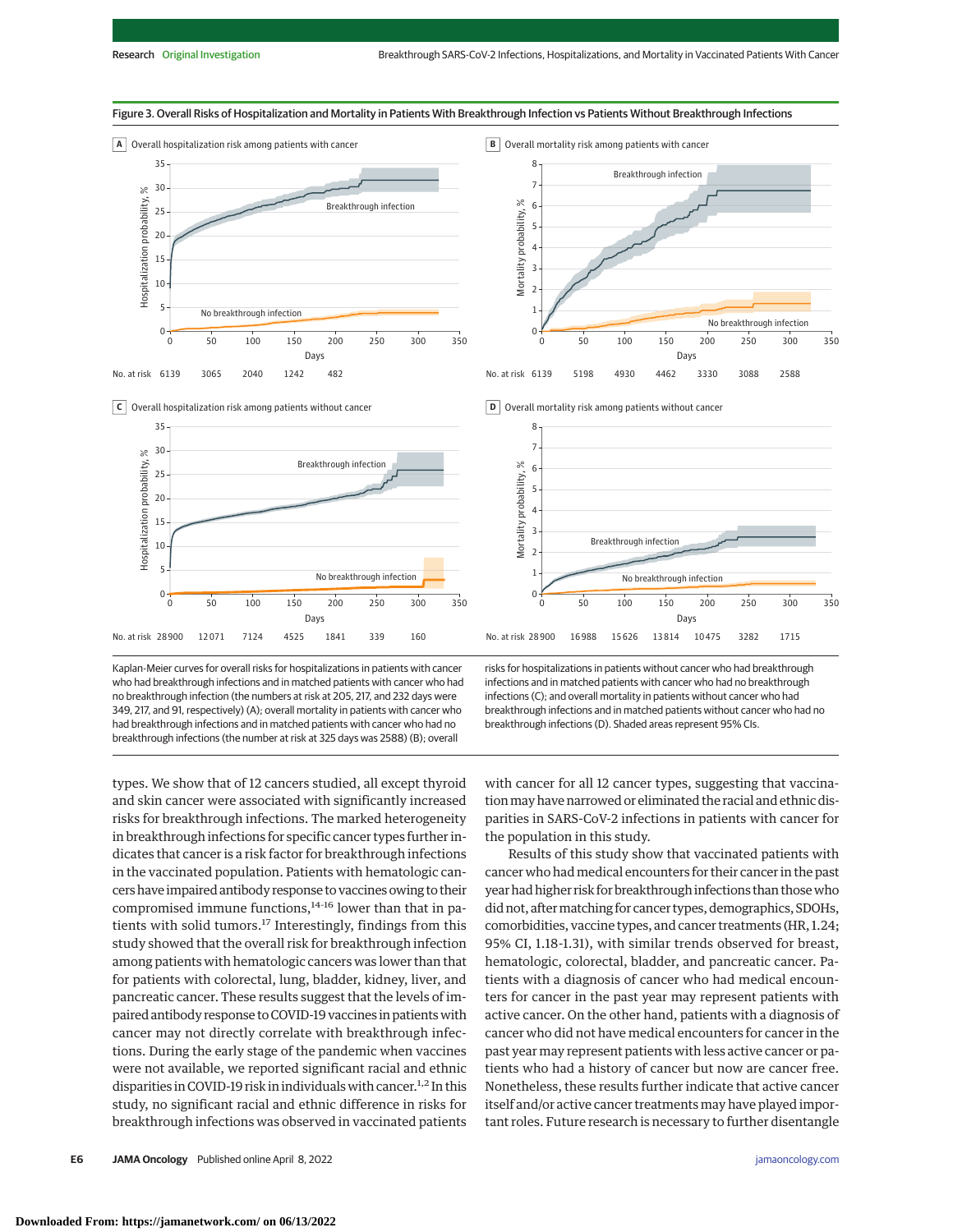**Figure 3. Overall Risks of Hospitalization and Mortality in Patients With Breakthrough Infection vs Patients Without Breakthrough Infections**

Kaplan-Meier curves for overall risks for hospitalizations in patients with cancer who had breakthrough infections and in matched patients with cancer who had no breakthrough infection (the numbers at risk at 205, 217, and 232 days were 349, 217, and 91, respectively) (A); overall mortality in patients with cancer who had breakthrough infections and in matched patients with cancer who had no breakthrough infections (the number at risk at 325 days was 2588) (B); overall risks for hospitalizations in patients without cancer who had breakthrough infections and in matched patients with cancer who had no breakthrough infections (C); and overall mortality in patients without cancer who had breakthrough infections and in matched patients without cancer who had no breakthrough infections (D). Shaded areas represent 95% CIs.

types. We show that of 12 cancers studied, all except thyroid and skin cancer were associated with significantly increased risks for breakthrough infections. The marked heterogeneity in breakthrough infections for specific cancer types further indicates that cancer is a risk factor for breakthrough infections in the vaccinated population. Patients with hematologic cancers have impaired antibody response to vaccines owing to their compromised immune functions,[14-16] lower than that in patients with solid tumors.[17] Interestingly, findings from this study showed that the overall risk for breakthrough infection among patients with hematologic cancers was lower than that for patients with colorectal, lung, bladder, kidney, liver, and pancreatic cancer. These results suggest that the levels of impaired antibody response to COVID-19 vaccines in patients with cancer may not directly correlate with breakthrough infections. During the early stage of the pandemic when vaccines were not available, we reported significant racial and ethnic disparities in COVID-19 risk in individuals with cancer.[1,2] In this study, no significant racial and ethnic difference in risks for breakthrough infections was observed in vaccinated patients with cancer for all 12 cancer types, suggesting that vaccination may have narrowed or eliminated the racial and ethnic disparities in SARS-CoV-2 infections in patients with cancer for the population in this study.

Results of this study show that vaccinated patients with cancer who had medical encounters for their cancer in the past year had higher risk for breakthrough infections than those who did not, after matching for cancer types, demographics, SDOHs, comorbidities, vaccine types, and cancer treatments (HR, 1.24; 95% CI, 1.18-1.31), with similar trends observed for breast, hematologic, colorectal, bladder, and pancreatic cancer. Patients with a diagnosis of cancer who had medical encounters for cancer in the past year may represent patients with active cancer. On the other hand, patients with a diagnosis of cancer who did not have medical encounters for cancer in the past year may represent patients with less active cancer or patients who had a history of cancer but now are cancer free. Nonetheless, these results further indicate that active cancer itself and/or active cancer treatments may have played important roles. Future research is necessary to further disentangle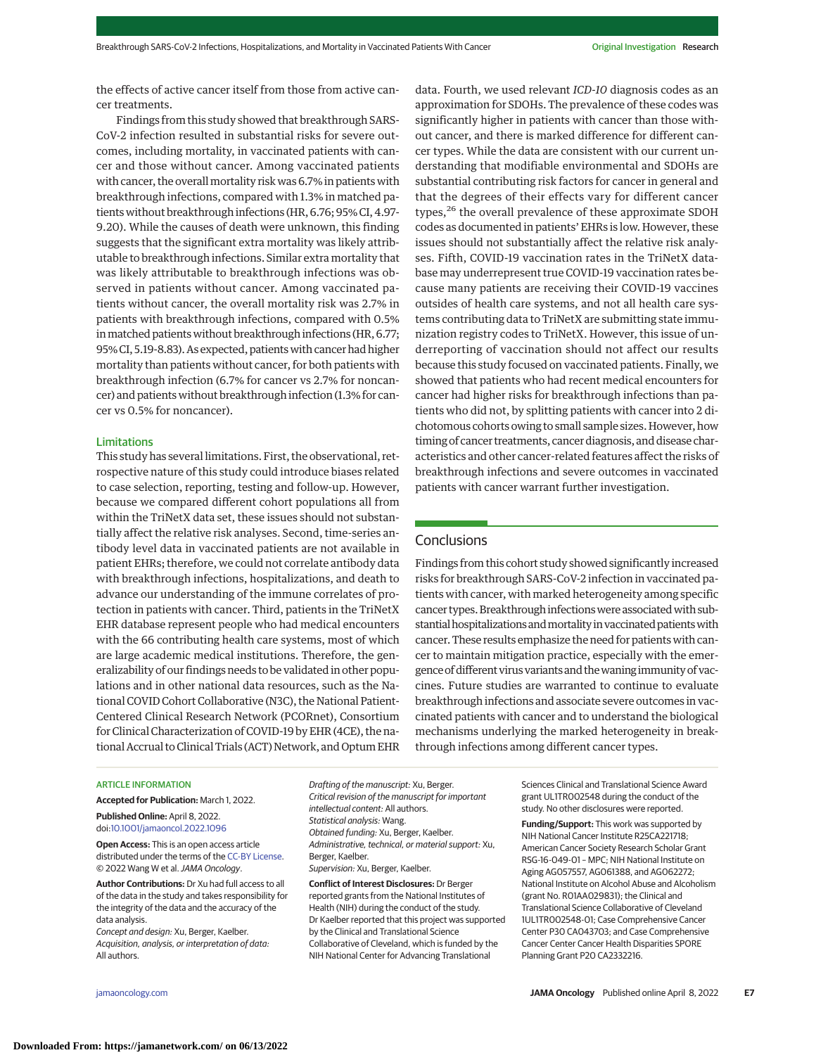the effects of active cancer itself from those from active cancer treatments.

Findings from this study showed that breakthrough SARS-CoV-2 infection resulted in substantial risks for severe outcomes, including mortality, in vaccinated patients with cancer and those without cancer. Among vaccinated patients with cancer, the overall mortality risk was 6.7% in patients with breakthrough infections, compared with 1.3% in matched patients without breakthrough infections (HR, 6.76; 95% CI, 4.97-9.20). While the causes of death were unknown, this finding suggests that the significant extra mortality was likely attributable to breakthrough infections. Similar extra mortality that was likely attributable to breakthrough infections was observed in patients without cancer. Among vaccinated patients without cancer, the overall mortality risk was 2.7% in patients with breakthrough infections, compared with 0.5% in matched patients without breakthrough infections (HR, 6.77; 95% CI, 5.19-8.83). As expected, patients with cancer had higher mortality than patients without cancer, for both patients with breakthrough infection (6.7% for cancer vs 2.7% for noncancer) and patients without breakthrough infection (1.3% for cancer vs 0.5% for noncancer).

### Limitations

This study has several limitations. First, the observational, retrospective nature of this study could introduce biases related to case selection, reporting, testing and follow-up. However, because we compared different cohort populations all from within the TriNetX data set, these issues should not substantially affect the relative risk analyses. Second, time-series antibody level data in vaccinated patients are not available in patient EHRs; therefore, we could not correlate antibody data with breakthrough infections, hospitalizations, and death to advance our understanding of the immune correlates of protection in patients with cancer. Third, patients in the TriNetX EHR database represent people who had medical encounters with the 66 contributing health care systems, most of which are large academic medical institutions. Therefore, the generalizability of our findings needs to be validated in other populations and in other national data resources, such as the National COVID Cohort Collaborative (N3C), the National Patient-Centered Clinical Research Network (PCORnet), Consortium for Clinical Characterization of COVID-19 by EHR (4CE), the national Accrual to Clinical Trials (ACT) Network, and Optum EHR data. Fourth, we used relevant *ICD-10* diagnosis codes as an approximation for SDOHs. The prevalence of these codes was significantly higher in patients with cancer than those without cancer, and there is marked difference for different cancer types. While the data are consistent with our current understanding that modifiable environmental and SDOHs are substantial contributing risk factors for cancer in general and that the degrees of their effects vary for different cancer types,[26] the overall prevalence of these approximate SDOH codes as documented in patients' EHRs is low. However, these issues should not substantially affect the relative risk analyses. Fifth, COVID-19 vaccination rates in the TriNetX database may underrepresent true COVID-19 vaccination rates because many patients are receiving their COVID-19 vaccines outsides of health care systems, and not all health care systems contributing data to TriNetX are submitting state immunization registry codes to TriNetX. However, this issue of underreporting of vaccination should not affect our results because this study focused on vaccinated patients. Finally, we showed that patients who had recent medical encounters for cancer had higher risks for breakthrough infections than patients who did not, by splitting patients with cancer into 2 dichotomous cohorts owing to small sample sizes. However, how timing of cancer treatments, cancer diagnosis, and disease characteristics and other cancer-related features affect the risks of breakthrough infections and severe outcomes in vaccinated patients with cancer warrant further investigation.

## Conclusions

Findings from this cohort study showed significantly increased risks for breakthrough SARS-CoV-2 infection in vaccinated patients with cancer, with marked heterogeneity among specific cancer types. Breakthrough infections were associated with substantial hospitalizations and mortality in vaccinated patients with cancer. These results emphasize the need for patients with cancer to maintain mitigation practice, especially with the emergence of different virus variants and the waning immunity of vaccines. Future studies are warranted to continue to evaluate breakthrough infections and associate severe outcomes in vaccinated patients with cancer and to understand the biological mechanisms underlying the marked heterogeneity in breakthrough infections among different cancer types.

ARTICLE INFORMATION

**Accepted for Publication:** March 1, 2022.

**Published Online:** April 8, 2022. doi:10.1001/jamaoncol.2022.1096

**Open Access:** This is an open access article distributed under the terms of the CC-BY License. © 2022 Wang W et al. *JAMA Oncology*.

**Author Contributions:** Dr Xu had full access to all of the data in the study and takes responsibility for the integrity of the data and the accuracy of the data analysis.
*Concept and design:* Xu, Berger, Kaelber.
*Acquisition, analysis, or interpretation of data:* All authors.
*Drafting of the manuscript:* Xu, Berger.
*Critical revision of the manuscript for important intellectual content:* All authors.
*Statistical analysis:* Wang.
*Obtained funding:* Xu, Berger, Kaelber.
*Administrative, technical, or material support:* Xu, Berger, Kaelber.
*Supervision:* Xu, Berger, Kaelber.

**Conflict of Interest Disclosures:** Dr Berger reported grants from the National Institutes of Health (NIH) during the conduct of the study. Dr Kaelber reported that this project was supported by the Clinical and Translational Science Collaborative of Cleveland, which is funded by the NIH National Center for Advancing Translational Sciences Clinical and Translational Science Award grant UL1TR002548 during the conduct of the study. No other disclosures were reported.

**Funding/Support:** This work was supported by NIH National Cancer Institute R25CA221718; American Cancer Society Research Scholar Grant RSG-16-049-01 – MPC; NIH National Institute on Aging AG057557, AG061388, and AG062272; National Institute on Alcohol Abuse and Alcoholism (grant No. R01AA029831); the Clinical and Translational Science Collaborative of Cleveland 1UL1TR002548-01; Case Comprehensive Cancer Center P30 CA043703; and Case Comprehensive Cancer Center Cancer Health Disparities SPORE Planning Grant P20 CA2332216.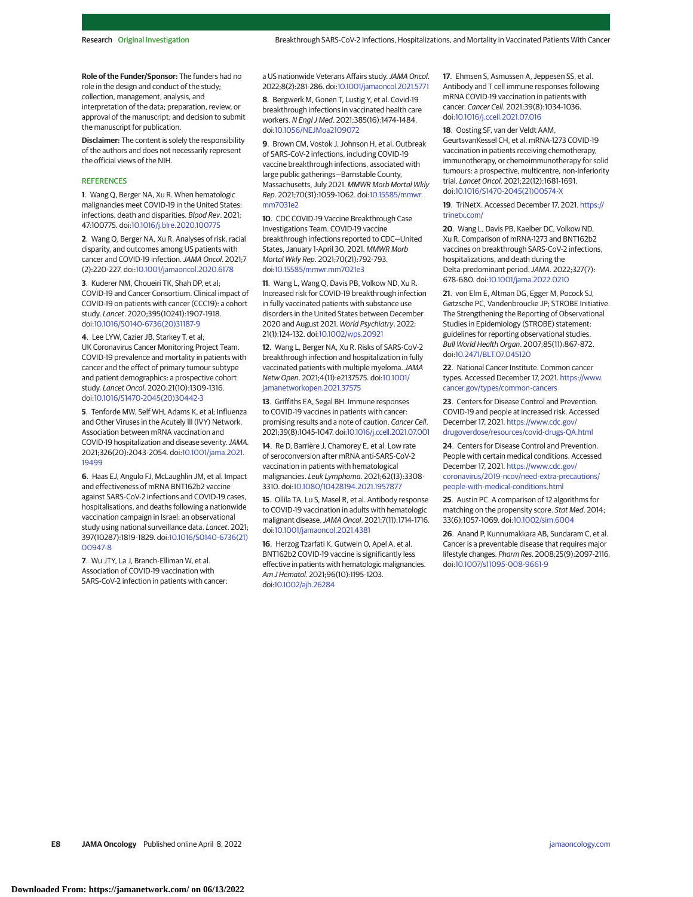**Role of the Funder/Sponsor:** The funders had no role in the design and conduct of the study; collection, management, analysis, and interpretation of the data; preparation, review, or approval of the manuscript; and decision to submit the manuscript for publication.

**Disclaimer:** The content is solely the responsibility of the authors and does not necessarily represent the official views of the NIH.

## REFERENCES

1. Wang Q, Berger NA, Xu R. When hematologic malignancies meet COVID-19 in the United States: infections, death and disparities. *Blood Rev*. 2021;47:100775. doi:10.1016/j.blre.2020.100775

2. Wang Q, Berger NA, Xu R. Analyses of risk, racial disparity, and outcomes among US patients with cancer and COVID-19 infection. *JAMA Oncol*. 2021;7(2):220-227. doi:10.1001/jamaoncol.2020.6178

3. Kuderer NM, Choueiri TK, Shah DP, et al; COVID-19 and Cancer Consortium. Clinical impact of COVID-19 on patients with cancer (CCC19): a cohort study. *Lancet*. 2020;395(10241):1907-1918. doi:10.1016/S0140-6736(20)31187-9

4. Lee LYW, Cazier JB, Starkey T, et al; UK Coronavirus Cancer Monitoring Project Team. COVID-19 prevalence and mortality in patients with cancer and the effect of primary tumour subtype and patient demographics: a prospective cohort study. *Lancet Oncol*. 2020;21(10):1309-1316. doi:10.1016/S1470-2045(20)30442-3

5. Tenforde MW, Self WH, Adams K, et al; Influenza and Other Viruses in the Acutely Ill (IVY) Network. Association between mRNA vaccination and COVID-19 hospitalization and disease severity. *JAMA*. 2021;326(20):2043-2054. doi:10.1001/jama.2021.19499

6. Haas EJ, Angulo FJ, McLaughlin JM, et al. Impact and effectiveness of mRNA BNT162b2 vaccine against SARS-CoV-2 infections and COVID-19 cases, hospitalisations, and deaths following a nationwide vaccination campaign in Israel: an observational study using national surveillance data. *Lancet*. 2021;397(10287):1819-1829. doi:10.1016/S0140-6736(21)00947-8

7. Wu JTY, La J, Branch-Elliman W, et al. Association of COVID-19 vaccination with SARS-CoV-2 infection in patients with cancer: a US nationwide Veterans Affairs study. *JAMA Oncol*. 2022;8(2):281-286. doi:10.1001/jamaoncol.2021.5771

8. Bergwerk M, Gonen T, Lustig Y, et al. Covid-19 breakthrough infections in vaccinated health care workers. *N Engl J Med*. 2021;385(16):1474-1484. doi:10.1056/NEJMoa2109072

9. Brown CM, Vostok J, Johnson H, et al. Outbreak of SARS-CoV-2 infections, including COVID-19 vaccine breakthrough infections, associated with large public gatherings—Barnstable County, Massachusetts, July 2021. *MMWR Morb Mortal Wkly Rep*. 2021;70(31):1059-1062. doi:10.15585/mmwr.mm7031e2

10. CDC COVID-19 Vaccine Breakthrough Case Investigations Team. COVID-19 vaccine breakthrough infections reported to CDC—United States, January 1-April 30, 2021. *MMWR Morb Mortal Wkly Rep*. 2021;70(21):792-793. doi:10.15585/mmwr.mm7021e3

11. Wang L, Wang Q, Davis PB, Volkow ND, Xu R. Increased risk for COVID-19 breakthrough infection in fully vaccinated patients with substance use disorders in the United States between December 2020 and August 2021. *World Psychiatry*. 2022;21(1):124-132. doi:10.1002/wps.20921

12. Wang L, Berger NA, Xu R. Risks of SARS-CoV-2 breakthrough infection and hospitalization in fully vaccinated patients with multiple myeloma. *JAMA Netw Open*. 2021;4(11):e2137575. doi:10.1001/jamanetworkopen.2021.37575

13. Griffiths EA, Segal BH. Immune responses to COVID-19 vaccines in patients with cancer: promising results and a note of caution. *Cancer Cell*. 2021;39(8):1045-1047. doi:10.1016/j.ccell.2021.07.001

14. Re D, Barrière J, Chamorey E, et al. Low rate of seroconversion after mRNA anti-SARS-CoV-2 vaccination in patients with hematological malignancies. *Leuk Lymphoma*. 2021;62(13):3308-3310. doi:10.1080/10428194.2021.1957877

15. Ollila TA, Lu S, Masel R, et al. Antibody response to COVID-19 vaccination in adults with hematologic malignant disease. *JAMA Oncol*. 2021;7(11):1714-1716. doi:10.1001/jamaoncol.2021.4381

16. Herzog Tzarfati K, Gutwein O, Apel A, et al. BNT162b2 COVID-19 vaccine is significantly less effective in patients with hematologic malignancies. *Am J Hematol*. 2021;96(10):1195-1203. doi:10.1002/ajh.26284

17. Ehmsen S, Asmussen A, Jeppesen SS, et al. Antibody and T cell immune responses following mRNA COVID-19 vaccination in patients with cancer. *Cancer Cell*. 2021;39(8):1034-1036. doi:10.1016/j.ccell.2021.07.016

18. Oosting SF, van der Veldt AAM, GeurtsvanKessel CH, et al. mRNA-1273 COVID-19 vaccination in patients receiving chemotherapy, immunotherapy, or chemoimmunotherapy for solid tumours: a prospective, multicentre, non-inferiority trial. *Lancet Oncol*. 2021;22(12):1681-1691. doi:10.1016/S1470-2045(21)00574-X

19. TriNetX. Accessed December 17, 2021. https://trinetx.com/

20. Wang L, Davis PB, Kaelber DC, Volkow ND, Xu R. Comparison of mRNA-1273 and BNT162b2 vaccines on breakthrough SARS-CoV-2 infections, hospitalizations, and death during the Delta-predominant period. *JAMA*. 2022;327(7):678-680. doi:10.1001/jama.2022.0210

21. von Elm E, Altman DG, Egger M, Pocock SJ, Gøtzsche PC, Vandenbroucke JP; STROBE Initiative. The Strengthening the Reporting of Observational Studies in Epidemiology (STROBE) statement: guidelines for reporting observational studies. *Bull World Health Organ*. 2007;85(11):867-872. doi:10.2471/BLT.07.045120

22. National Cancer Institute. Common cancer types. Accessed December 17, 2021. https://www.cancer.gov/types/common-cancers

23. Centers for Disease Control and Prevention. COVID-19 and people at increased risk. Accessed December 17, 2021. https://www.cdc.gov/drugoverdose/resources/covid-drugs-QA.html

24. Centers for Disease Control and Prevention. People with certain medical conditions. Accessed December 17, 2021. https://www.cdc.gov/coronavirus/2019-ncov/need-extra-precautions/people-with-medical-conditions.html

25. Austin PC. A comparison of 12 algorithms for matching on the propensity score. *Stat Med*. 2014;33(6):1057-1069. doi:10.1002/sim.6004

26. Anand P, Kunnumakkara AB, Sundaram C, et al. Cancer is a preventable disease that requires major lifestyle changes. *Pharm Res*. 2008;25(9):2097-2116. doi:10.1007/s11095-008-9661-9